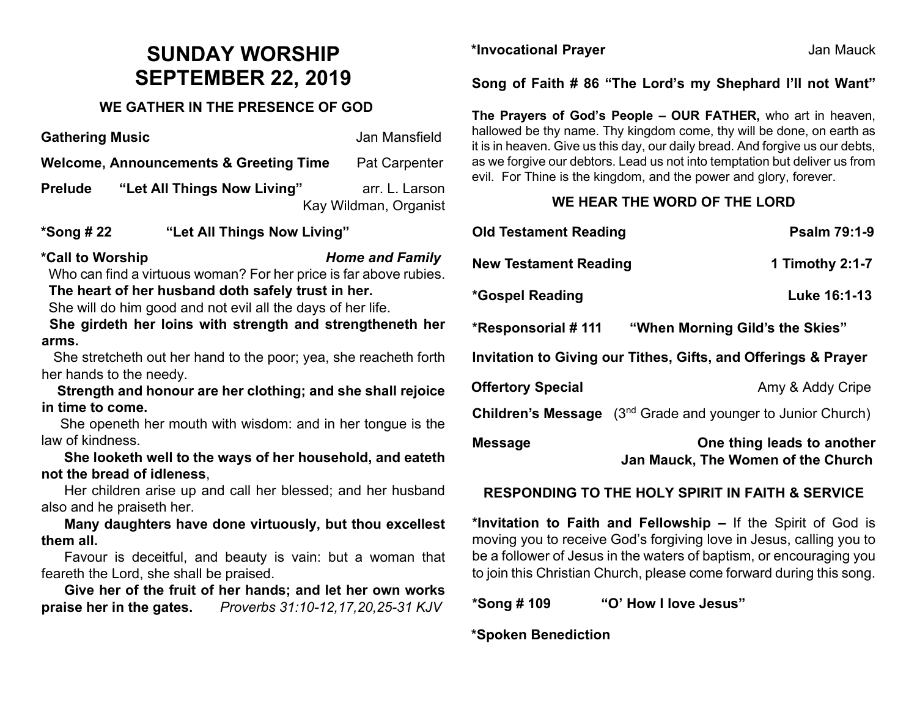# SUNDAY WORSHIP
# SEPTEMBER 22, 2019

### WE GATHER IN THE PRESENCE OF GOD

**Gathering Music** Jan Mansfield

**Welcome, Announcements & Greeting Time** Pat Carpenter

**Prelude "Let All Things Now Living"** arr. L. Larson
Kay Wildman, Organist

**\*Song # 22 "Let All Things Now Living"**

**\*Call to Worship** ***Home and Family***

Who can find a virtuous woman? For her price is far above rubies.

**The heart of her husband doth safely trust in her.**

She will do him good and not evil all the days of her life.

**She girdeth her loins with strength and strengtheneth her arms.**

She stretcheth out her hand to the poor; yea, she reacheth forth her hands to the needy.

**Strength and honour are her clothing; and she shall rejoice in time to come.**

She openeth her mouth with wisdom: and in her tongue is the law of kindness.

**She looketh well to the ways of her household, and eateth not the bread of idleness**,

Her children arise up and call her blessed; and her husband also and he praiseth her.

**Many daughters have done virtuously, but thou excellest them all.**

Favour is deceitful, and beauty is vain: but a woman that feareth the Lord, she shall be praised.

**Give her of the fruit of her hands; and let her own works praise her in the gates.** *Proverbs 31:10-12,17,20,25-31 KJV*

**\*Invocational Prayer** Jan Mauck

**Song of Faith # 86 "The Lord's my Shephard I'll not Want"**

**The Prayers of God's People – OUR FATHER,** who art in heaven, hallowed be thy name. Thy kingdom come, thy will be done, on earth as it is in heaven. Give us this day, our daily bread. And forgive us our debts, as we forgive our debtors. Lead us not into temptation but deliver us from evil. For Thine is the kingdom, and the power and glory, forever.

### WE HEAR THE WORD OF THE LORD

**Old Testament Reading** **Psalm 79:1-9**

**New Testament Reading** **1 Timothy 2:1-7**

**\*Gospel Reading** **Luke 16:1-13**

**\*Responsorial # 111 "When Morning Gild's the Skies"**

**Invitation to Giving our Tithes, Gifts, and Offerings & Prayer**

**Offertory Special** Amy & Addy Cripe

**Children's Message** (3rd Grade and younger to Junior Church)

**Message** **One thing leads to another**
**Jan Mauck, The Women of the Church**

### RESPONDING TO THE HOLY SPIRIT IN FAITH & SERVICE

**\*Invitation to Faith and Fellowship –** If the Spirit of God is moving you to receive God's forgiving love in Jesus, calling you to be a follower of Jesus in the waters of baptism, or encouraging you to join this Christian Church, please come forward during this song.

**\*Song # 109 "O' How I love Jesus"**

**\*Spoken Benediction**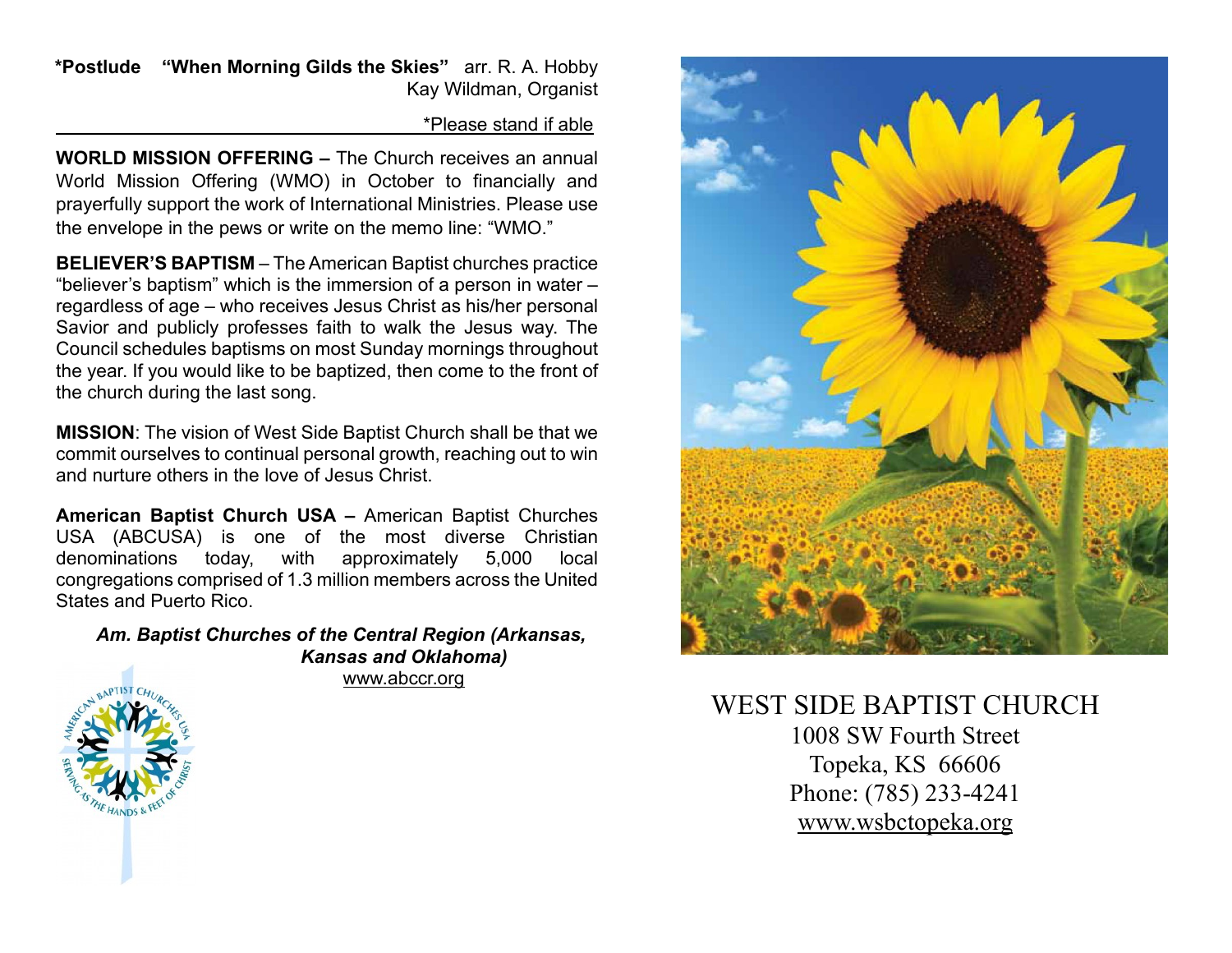**\*Postlude "When Morning Gilds the Skies"** arr. R. A. Hobby
Kay Wildman, Organist

\*Please stand if able

**WORLD MISSION OFFERING –** The Church receives an annual World Mission Offering (WMO) in October to financially and prayerfully support the work of International Ministries. Please use the envelope in the pews or write on the memo line: "WMO."

**BELIEVER'S BAPTISM** – The American Baptist churches practice "believer's baptism" which is the immersion of a person in water – regardless of age – who receives Jesus Christ as his/her personal Savior and publicly professes faith to walk the Jesus way. The Council schedules baptisms on most Sunday mornings throughout the year. If you would like to be baptized, then come to the front of the church during the last song.

**MISSION**: The vision of West Side Baptist Church shall be that we commit ourselves to continual personal growth, reaching out to win and nurture others in the love of Jesus Christ.

**American Baptist Church USA –** American Baptist Churches USA (ABCUSA) is one of the most diverse Christian denominations today, with approximately 5,000 local congregations comprised of 1.3 million members across the United States and Puerto Rico.

***Am. Baptist Churches of the Central Region (Arkansas, Kansas and Oklahoma)***
www.abccr.org

American Baptist Churches USA
Serving as the Hands & Feet of Christ

WEST SIDE BAPTIST CHURCH
1008 SW Fourth Street
Topeka, KS 66606
Phone: (785) 233-4241
www.wsbctopeka.org